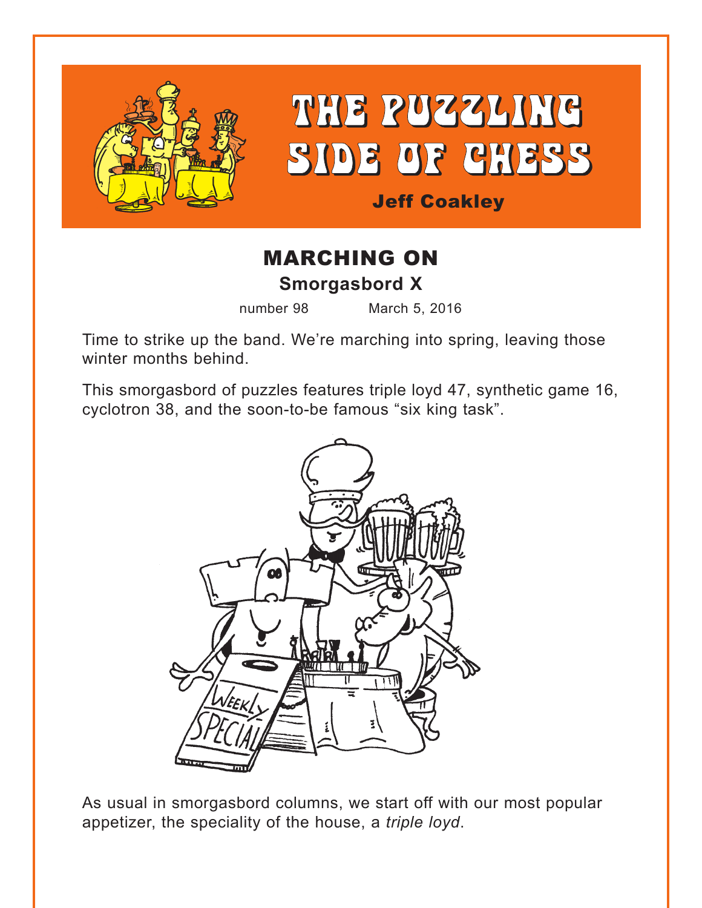# THE PUZZLING SIDE OF CHESS

**Jeff Coakley**

## MARCHING ON

### Smorgasbord X

number 98 March 5, 2016

Time to strike up the band. We're marching into spring, leaving those winter months behind.

This smorgasbord of puzzles features triple loyd 47, synthetic game 16, cyclotron 38, and the soon-to-be famous "six king task".

As usual in smorgasbord columns, we start off with our most popular appetizer, the speciality of the house, a *triple loyd*.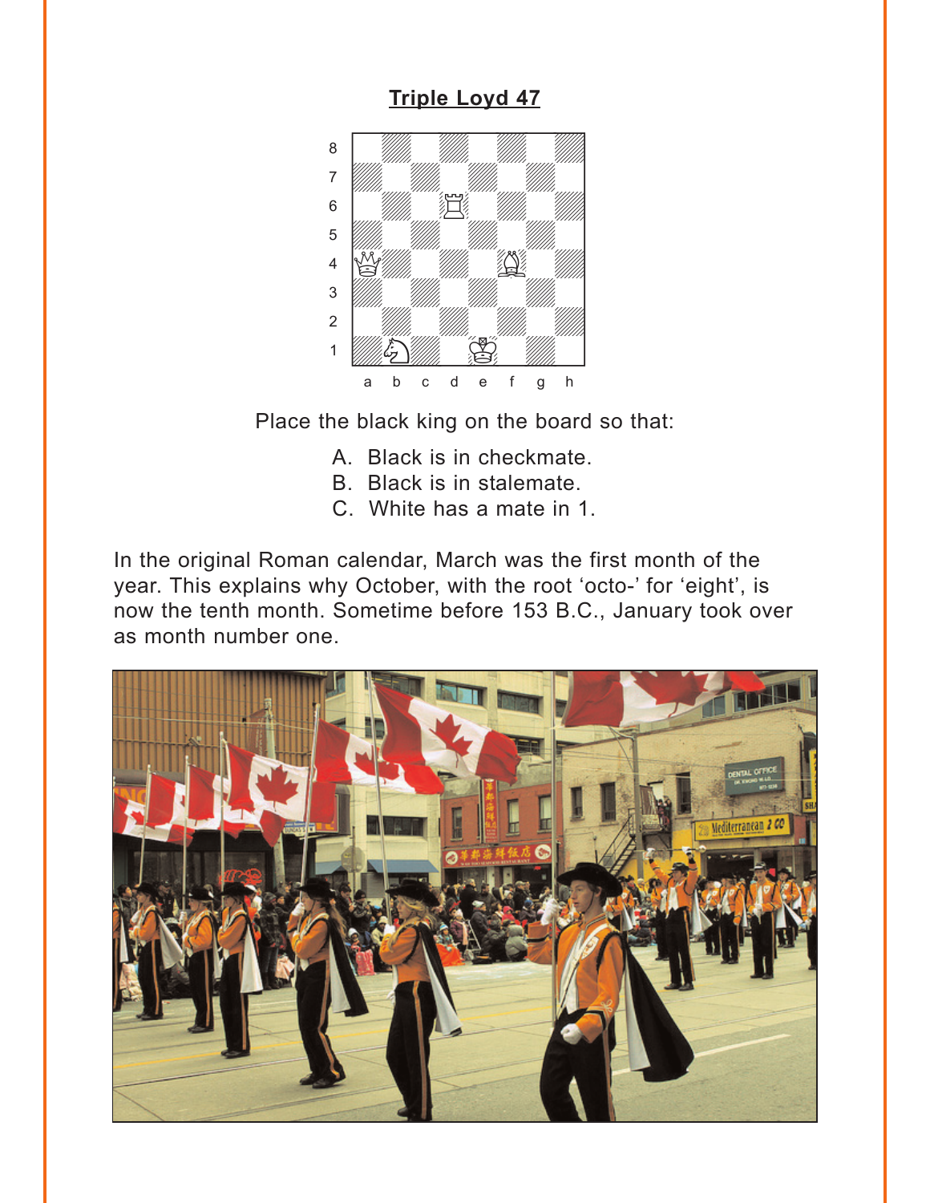**Triple Loyd 47**

Place the black king on the board so that:

A. Black is in checkmate.
B. Black is in stalemate.
C. White has a mate in 1.

In the original Roman calendar, March was the first month of the year. This explains why October, with the root 'octo-' for 'eight', is now the tenth month. Sometime before 153 B.C., January took over as month number one.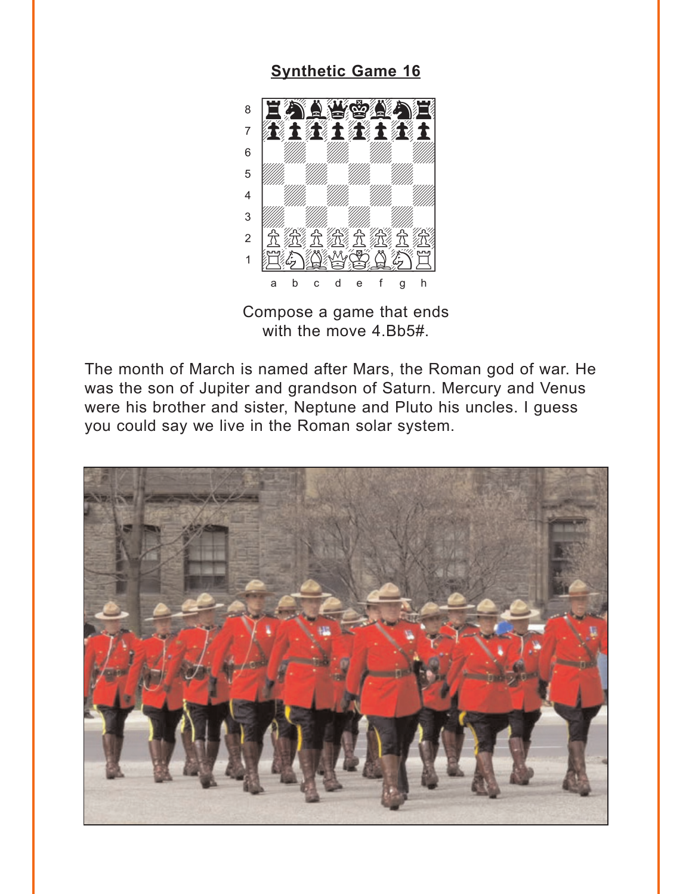**Synthetic Game 16**

Compose a game that ends with the move 4.Bb5#.

The month of March is named after Mars, the Roman god of war. He was the son of Jupiter and grandson of Saturn. Mercury and Venus were his brother and sister, Neptune and Pluto his uncles. I guess you could say we live in the Roman solar system.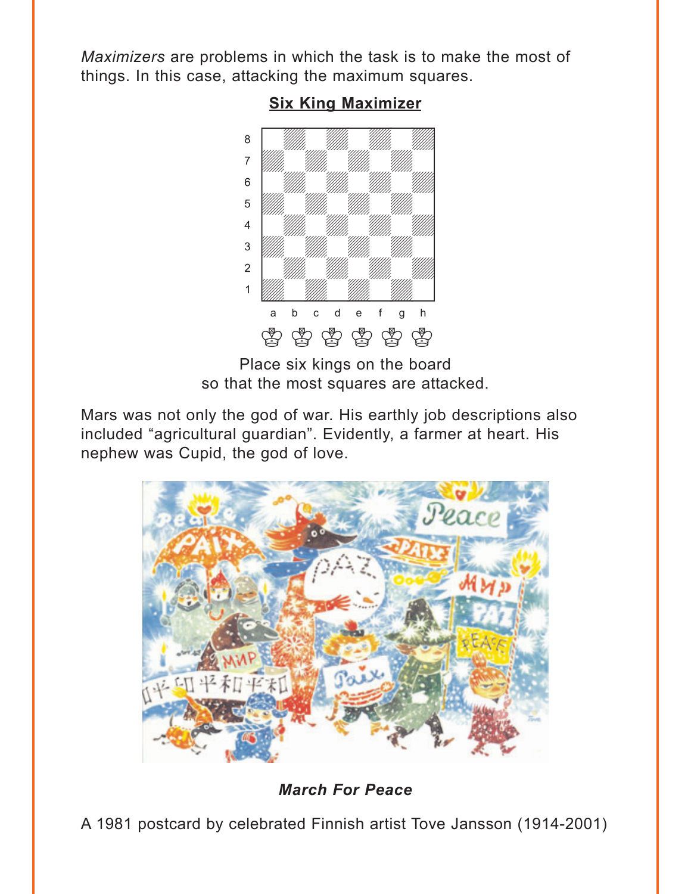*Maximizers* are problems in which the task is to make the most of things. In this case, attacking the maximum squares.

**Six King Maximizer**

Place six kings on the board
so that the most squares are attacked.

Mars was not only the god of war. His earthly job descriptions also included “agricultural guardian”. Evidently, a farmer at heart. His nephew was Cupid, the god of love.

***March For Peace***

A 1981 postcard by celebrated Finnish artist Tove Jansson (1914-2001)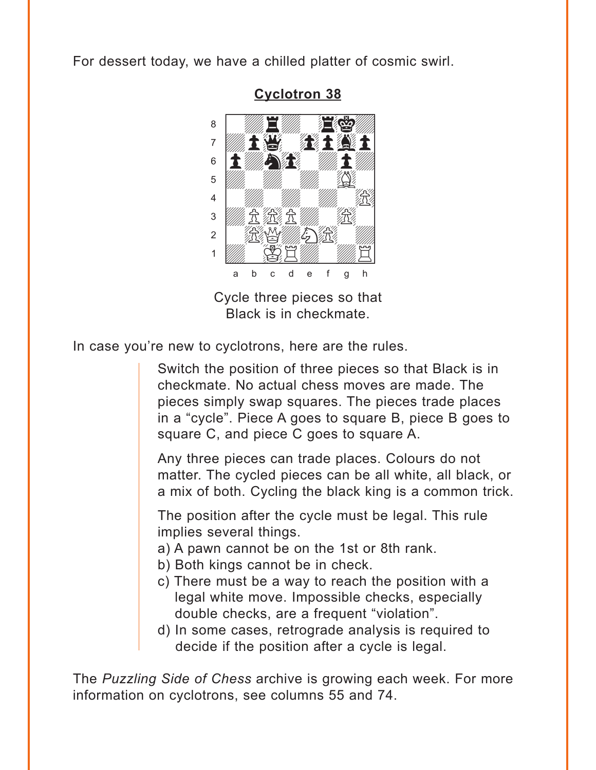For dessert today, we have a chilled platter of cosmic swirl.

**Cyclotron 38**

Cycle three pieces so that Black is in checkmate.

In case you're new to cyclotrons, here are the rules.

> Switch the position of three pieces so that Black is in checkmate. No actual chess moves are made. The pieces simply swap squares. The pieces trade places in a "cycle". Piece A goes to square B, piece B goes to square C, and piece C goes to square A.
>
> Any three pieces can trade places. Colours do not matter. The cycled pieces can be all white, all black, or a mix of both. Cycling the black king is a common trick.
>
> The position after the cycle must be legal. This rule implies several things.
> a) A pawn cannot be on the 1st or 8th rank.
> b) Both kings cannot be in check.
> c) There must be a way to reach the position with a legal white move. Impossible checks, especially double checks, are a frequent "violation".
> d) In some cases, retrograde analysis is required to decide if the position after a cycle is legal.

The *Puzzling Side of Chess* archive is growing each week. For more information on cyclotrons, see columns 55 and 74.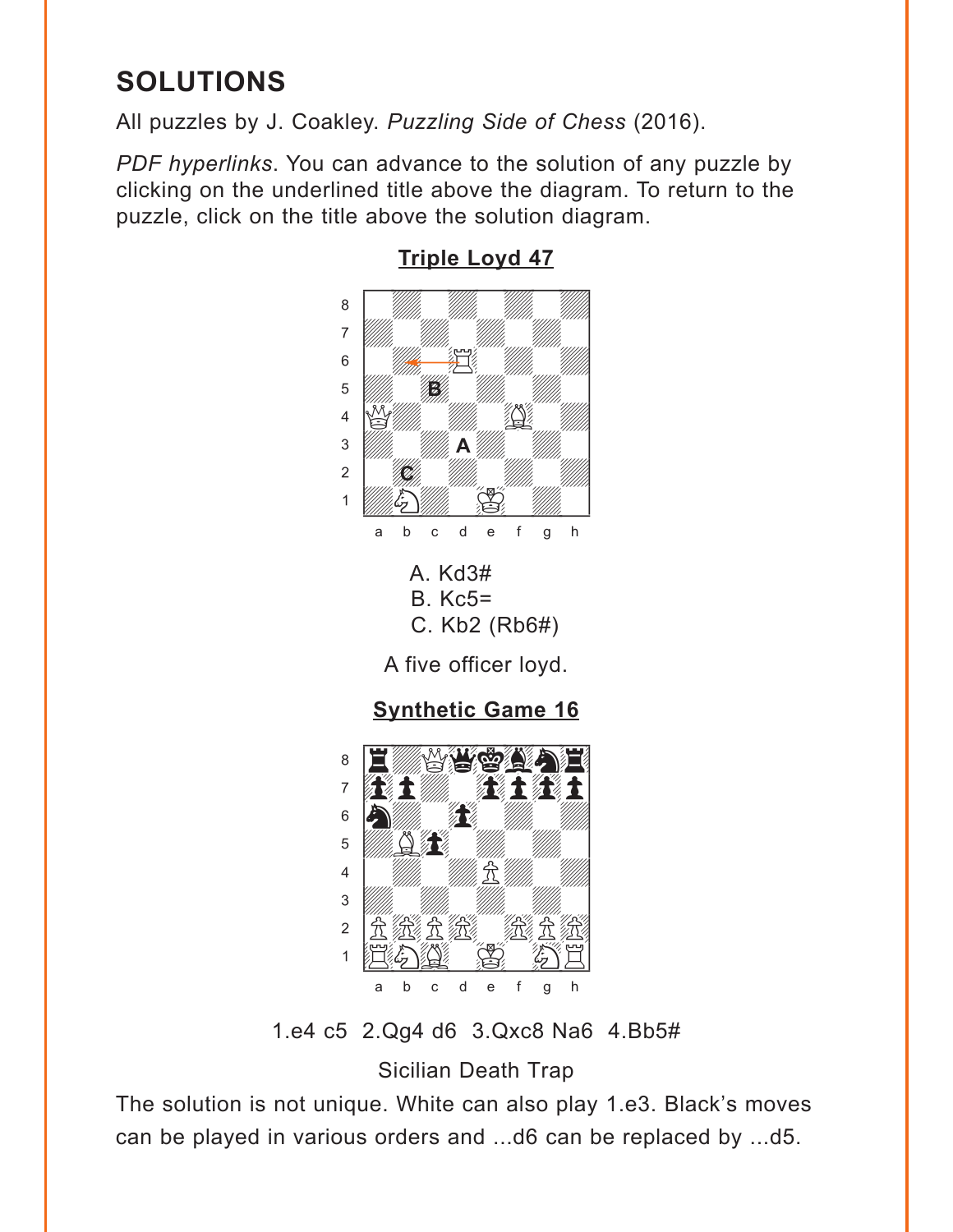## SOLUTIONS

All puzzles by J. Coakley. *Puzzling Side of Chess* (2016).

*PDF hyperlinks*. You can advance to the solution of any puzzle by clicking on the underlined title above the diagram. To return to the puzzle, click on the title above the solution diagram.

### Triple Loyd 47

A. Kd3#
B. Kc5=
C. Kb2 (Rb6#)

A five officer loyd.

### Synthetic Game 16

1.e4 c5 2.Qg4 d6 3.Qxc8 Na6 4.Bb5#

Sicilian Death Trap

The solution is not unique. White can also play 1.e3. Black's moves can be played in various orders and ...d6 can be replaced by ...d5.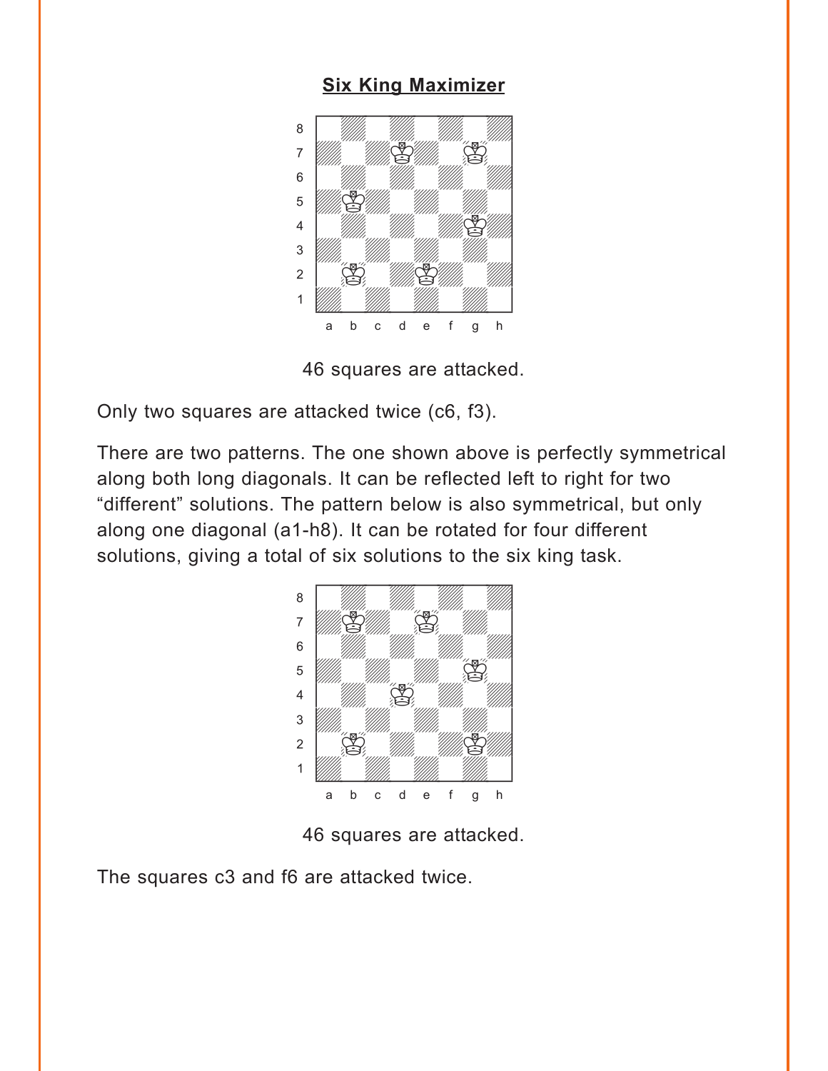## Six King Maximizer

46 squares are attacked.

Only two squares are attacked twice (c6, f3).

There are two patterns. The one shown above is perfectly symmetrical along both long diagonals. It can be reflected left to right for two "different" solutions. The pattern below is also symmetrical, but only along one diagonal (a1-h8). It can be rotated for four different solutions, giving a total of six solutions to the six king task.

46 squares are attacked.

The squares c3 and f6 are attacked twice.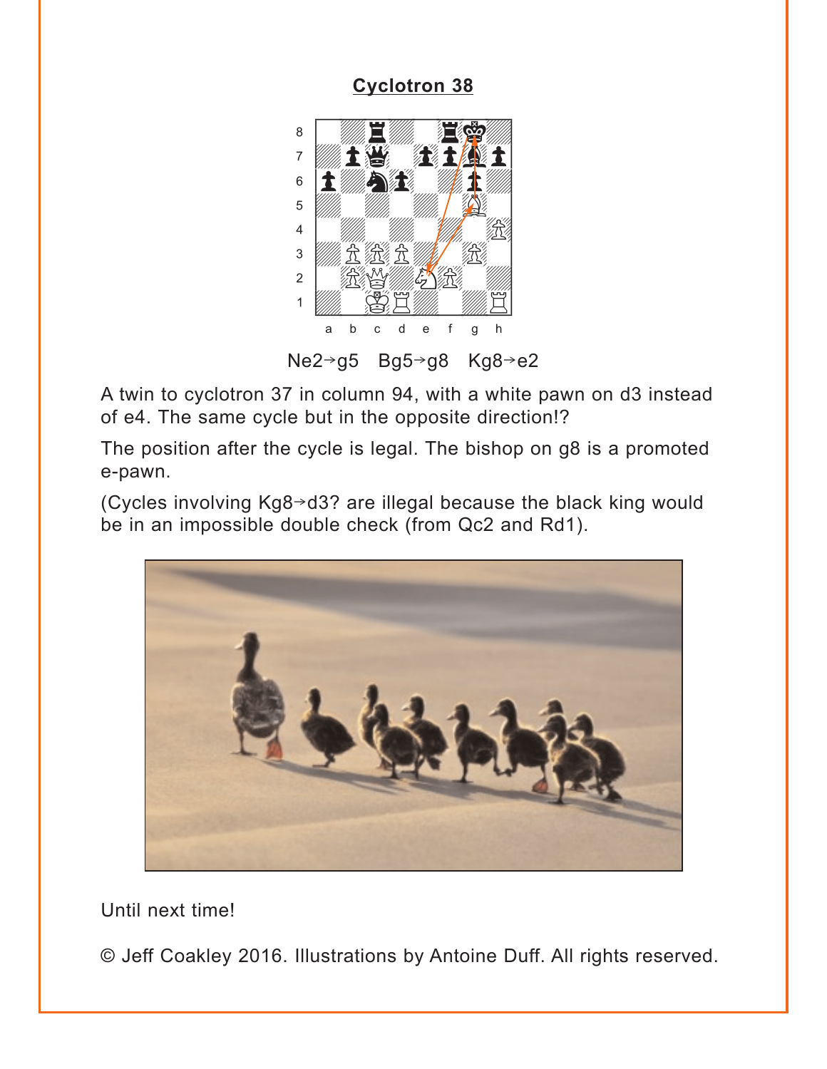## Cyclotron 38

Ne2→g5 Bg5→g8 Kg8→e2

A twin to cyclotron 37 in column 94, with a white pawn on d3 instead of e4. The same cycle but in the opposite direction!?

The position after the cycle is legal. The bishop on g8 is a promoted e-pawn.

(Cycles involving Kg8→d3? are illegal because the black king would be in an impossible double check (from Qc2 and Rd1).

Until next time!

© Jeff Coakley 2016. Illustrations by Antoine Duff. All rights reserved.